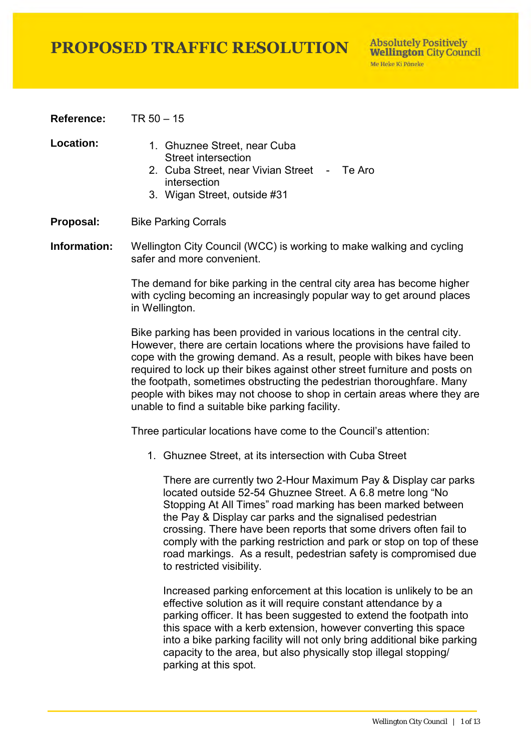# PROPOSED TRAFFIC RESOLUTION

Absolutely Positively **Wellington** City Council
Me Heke Ki Pōneke

**Reference:** TR 50 – 15

**Location:**
1. Ghuznee Street, near Cuba Street intersection
2. Cuba Street, near Vivian Street intersection - Te Aro
3. Wigan Street, outside #31

**Proposal:** Bike Parking Corrals

**Information:** Wellington City Council (WCC) is working to make walking and cycling safer and more convenient.

The demand for bike parking in the central city area has become higher with cycling becoming an increasingly popular way to get around places in Wellington.

Bike parking has been provided in various locations in the central city. However, there are certain locations where the provisions have failed to cope with the growing demand. As a result, people with bikes have been required to lock up their bikes against other street furniture and posts on the footpath, sometimes obstructing the pedestrian thoroughfare. Many people with bikes may not choose to shop in certain areas where they are unable to find a suitable bike parking facility.

Three particular locations have come to the Council's attention:

1. Ghuznee Street, at its intersection with Cuba Street

   There are currently two 2-Hour Maximum Pay & Display car parks located outside 52-54 Ghuznee Street. A 6.8 metre long "No Stopping At All Times" road marking has been marked between the Pay & Display car parks and the signalised pedestrian crossing. There have been reports that some drivers often fail to comply with the parking restriction and park or stop on top of these road markings. As a result, pedestrian safety is compromised due to restricted visibility.

   Increased parking enforcement at this location is unlikely to be an effective solution as it will require constant attendance by a parking officer. It has been suggested to extend the footpath into this space with a kerb extension, however converting this space into a bike parking facility will not only bring additional bike parking capacity to the area, but also physically stop illegal stopping/ parking at this spot.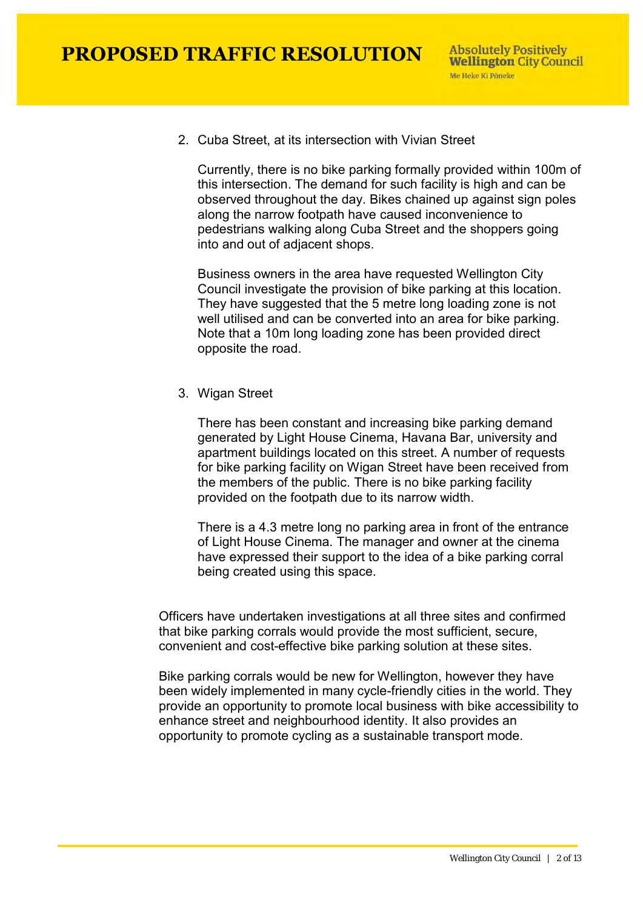2. Cuba Street, at its intersection with Vivian Street

   Currently, there is no bike parking formally provided within 100m of this intersection. The demand for such facility is high and can be observed throughout the day. Bikes chained up against sign poles along the narrow footpath have caused inconvenience to pedestrians walking along Cuba Street and the shoppers going into and out of adjacent shops.

   Business owners in the area have requested Wellington City Council investigate the provision of bike parking at this location. They have suggested that the 5 metre long loading zone is not well utilised and can be converted into an area for bike parking. Note that a 10m long loading zone has been provided direct opposite the road.

3. Wigan Street

   There has been constant and increasing bike parking demand generated by Light House Cinema, Havana Bar, university and apartment buildings located on this street. A number of requests for bike parking facility on Wigan Street have been received from the members of the public. There is no bike parking facility provided on the footpath due to its narrow width.

   There is a 4.3 metre long no parking area in front of the entrance of Light House Cinema. The manager and owner at the cinema have expressed their support to the idea of a bike parking corral being created using this space.

Officers have undertaken investigations at all three sites and confirmed that bike parking corrals would provide the most sufficient, secure, convenient and cost-effective bike parking solution at these sites.

Bike parking corrals would be new for Wellington, however they have been widely implemented in many cycle-friendly cities in the world. They provide an opportunity to promote local business with bike accessibility to enhance street and neighbourhood identity. It also provides an opportunity to promote cycling as a sustainable transport mode.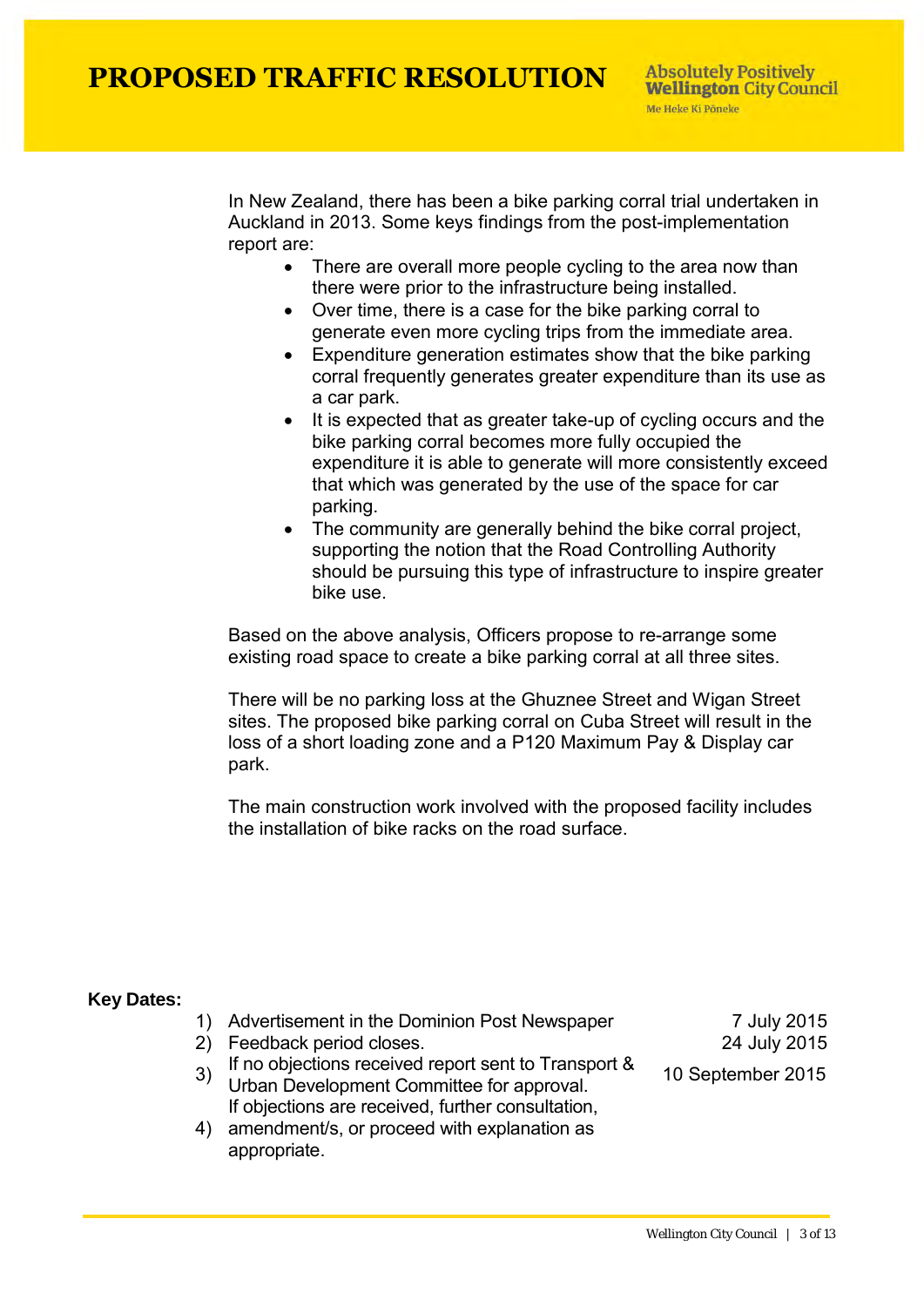In New Zealand, there has been a bike parking corral trial undertaken in Auckland in 2013. Some keys findings from the post-implementation report are:

- There are overall more people cycling to the area now than there were prior to the infrastructure being installed.
- Over time, there is a case for the bike parking corral to generate even more cycling trips from the immediate area.
- Expenditure generation estimates show that the bike parking corral frequently generates greater expenditure than its use as a car park.
- It is expected that as greater take-up of cycling occurs and the bike parking corral becomes more fully occupied the expenditure it is able to generate will more consistently exceed that which was generated by the use of the space for car parking.
- The community are generally behind the bike corral project, supporting the notion that the Road Controlling Authority should be pursuing this type of infrastructure to inspire greater bike use.

Based on the above analysis, Officers propose to re-arrange some existing road space to create a bike parking corral at all three sites.

There will be no parking loss at the Ghuznee Street and Wigan Street sites. The proposed bike parking corral on Cuba Street will result in the loss of a short loading zone and a P120 Maximum Pay & Display car park.

The main construction work involved with the proposed facility includes the installation of bike racks on the road surface.

**Key Dates:**

| | | |
|---|---|---|
| 1) | Advertisement in the Dominion Post Newspaper | 7 July 2015 |
| 2) | Feedback period closes. | 24 July 2015 |
| 3) | If no objections received report sent to Transport & Urban Development Committee for approval. | 10 September 2015 |
| 4) | If objections are received, further consultation, amendment/s, or proceed with explanation as appropriate. | |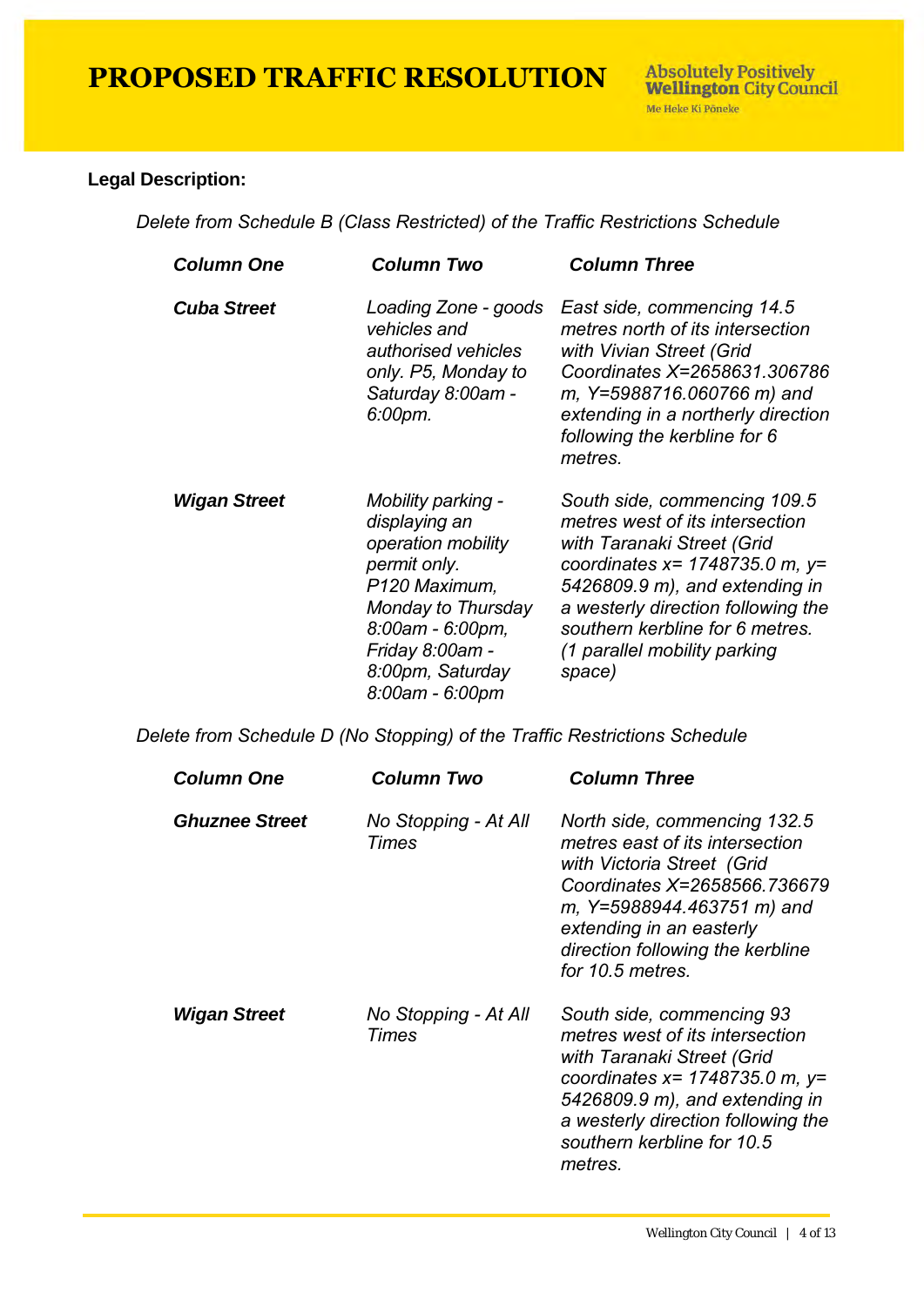**PROPOSED TRAFFIC RESOLUTION**

**Legal Description:**

*Delete from Schedule B (Class Restricted) of the Traffic Restrictions Schedule*

| *Column One* | *Column Two* | *Column Three* |
|---|---|---|
| ***Cuba Street*** | *Loading Zone - goods vehicles and authorised vehicles only. P5, Monday to Saturday 8:00am - 6:00pm.* | *East side, commencing 14.5 metres north of its intersection with Vivian Street (Grid Coordinates X=2658631.306786 m, Y=5988716.060766 m) and extending in a northerly direction following the kerbline for 6 metres.* |
| ***Wigan Street*** | *Mobility parking - displaying an operation mobility permit only. P120 Maximum, Monday to Thursday 8:00am - 6:00pm, Friday 8:00am - 8:00pm, Saturday 8:00am - 6:00pm* | *South side, commencing 109.5 metres west of its intersection with Taranaki Street (Grid coordinates x= 1748735.0 m, y= 5426809.9 m), and extending in a westerly direction following the southern kerbline for 6 metres. (1 parallel mobility parking space)* |

*Delete from Schedule D (No Stopping) of the Traffic Restrictions Schedule*

| *Column One* | *Column Two* | *Column Three* |
|---|---|---|
| ***Ghuznee Street*** | *No Stopping - At All Times* | *North side, commencing 132.5 metres east of its intersection with Victoria Street (Grid Coordinates X=2658566.736679 m, Y=5988944.463751 m) and extending in an easterly direction following the kerbline for 10.5 metres.* |
| ***Wigan Street*** | *No Stopping - At All Times* | *South side, commencing 93 metres west of its intersection with Taranaki Street (Grid coordinates x= 1748735.0 m, y= 5426809.9 m), and extending in a westerly direction following the southern kerbline for 10.5 metres.* |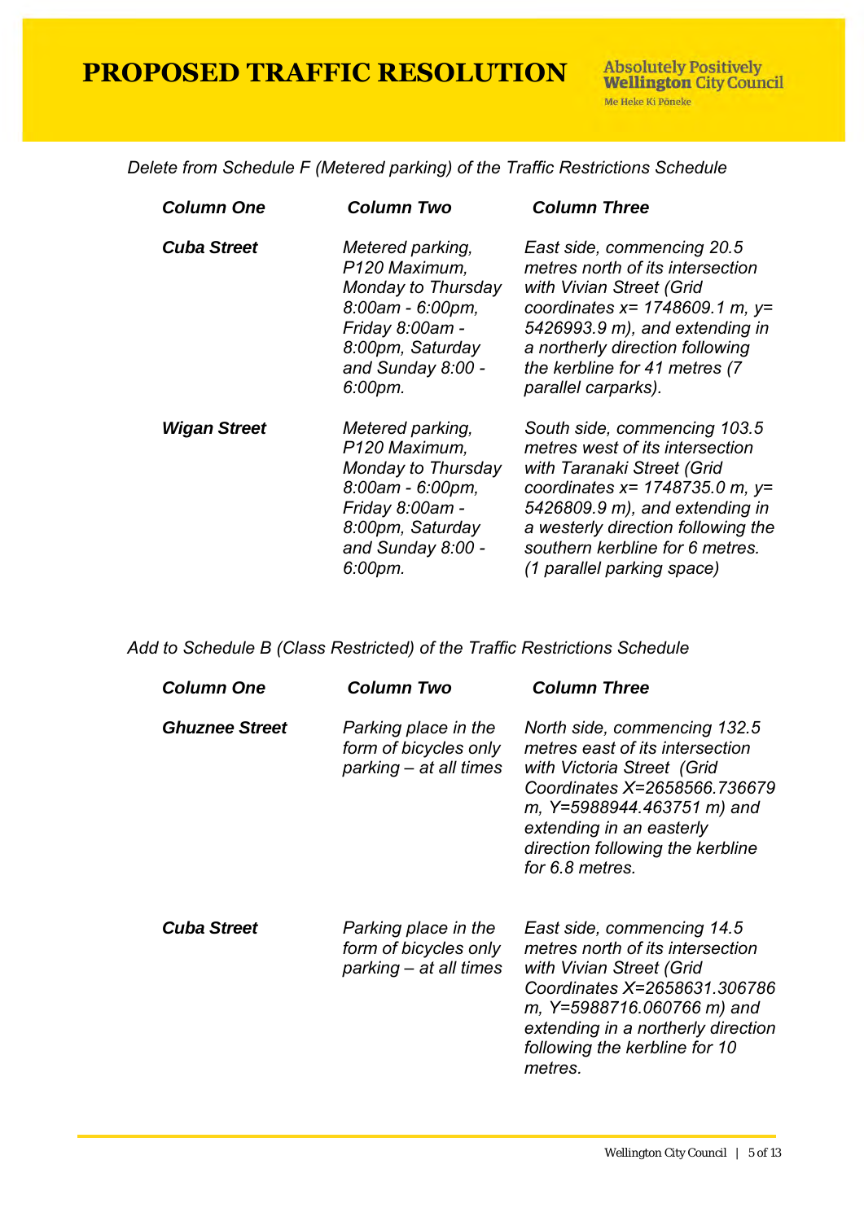# PROPOSED TRAFFIC RESOLUTION

*Delete from Schedule F (Metered parking) of the Traffic Restrictions Schedule*

| ***Column One*** | ***Column Two*** | ***Column Three*** |
|---|---|---|
| ***Cuba Street*** | *Metered parking, P120 Maximum, Monday to Thursday 8:00am - 6:00pm, Friday 8:00am - 8:00pm, Saturday and Sunday 8:00 - 6:00pm.* | *East side, commencing 20.5 metres north of its intersection with Vivian Street (Grid coordinates x= 1748609.1 m, y= 5426993.9 m), and extending in a northerly direction following the kerbline for 41 metres (7 parallel carparks).* |
| ***Wigan Street*** | *Metered parking, P120 Maximum, Monday to Thursday 8:00am - 6:00pm, Friday 8:00am - 8:00pm, Saturday and Sunday 8:00 - 6:00pm.* | *South side, commencing 103.5 metres west of its intersection with Taranaki Street (Grid coordinates x= 1748735.0 m, y= 5426809.9 m), and extending in a westerly direction following the southern kerbline for 6 metres. (1 parallel parking space)* |

*Add to Schedule B (Class Restricted) of the Traffic Restrictions Schedule*

| ***Column One*** | ***Column Two*** | ***Column Three*** |
|---|---|---|
| ***Ghuznee Street*** | *Parking place in the form of bicycles only parking – at all times* | *North side, commencing 132.5 metres east of its intersection with Victoria Street (Grid Coordinates X=2658566.736679 m, Y=5988944.463751 m) and extending in an easterly direction following the kerbline for 6.8 metres.* |
| ***Cuba Street*** | *Parking place in the form of bicycles only parking – at all times* | *East side, commencing 14.5 metres north of its intersection with Vivian Street (Grid Coordinates X=2658631.306786 m, Y=5988716.060766 m) and extending in a northerly direction following the kerbline for 10 metres.* |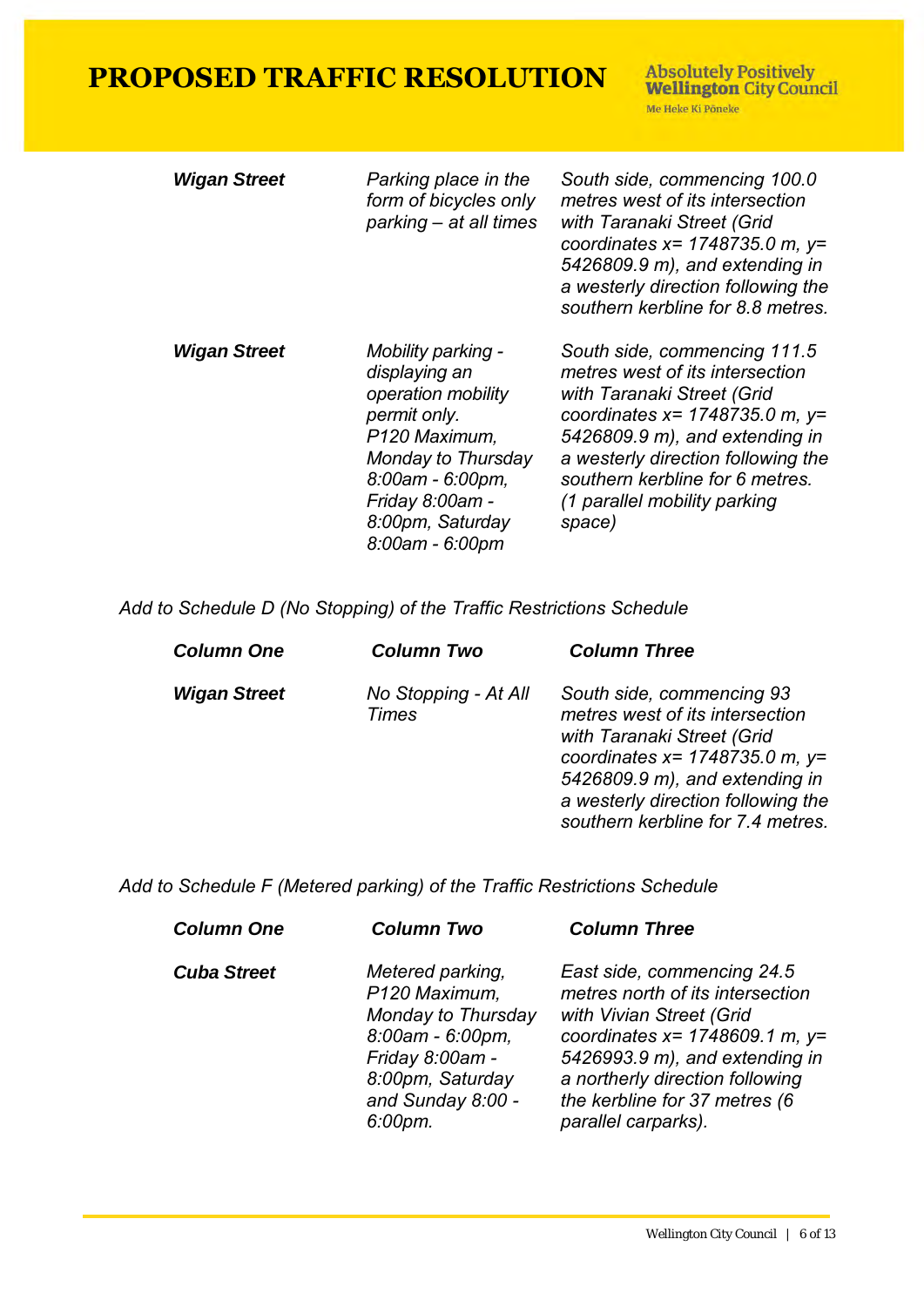| | | |
|---|---|---|
| ***Wigan Street*** | *Parking place in the form of bicycles only parking – at all times* | *South side, commencing 100.0 metres west of its intersection with Taranaki Street (Grid coordinates x= 1748735.0 m, y= 5426809.9 m), and extending in a westerly direction following the southern kerbline for 8.8 metres.* |
| ***Wigan Street*** | *Mobility parking - displaying an operation mobility permit only. P120 Maximum, Monday to Thursday 8:00am - 6:00pm, Friday 8:00am - 8:00pm, Saturday 8:00am - 6:00pm* | *South side, commencing 111.5 metres west of its intersection with Taranaki Street (Grid coordinates x= 1748735.0 m, y= 5426809.9 m), and extending in a westerly direction following the southern kerbline for 6 metres. (1 parallel mobility parking space)* |

*Add to Schedule D (No Stopping) of the Traffic Restrictions Schedule*

| ***Column One*** | ***Column Two*** | ***Column Three*** |
|---|---|---|
| ***Wigan Street*** | *No Stopping - At All Times* | *South side, commencing 93 metres west of its intersection with Taranaki Street (Grid coordinates x= 1748735.0 m, y= 5426809.9 m), and extending in a westerly direction following the southern kerbline for 7.4 metres.* |

*Add to Schedule F (Metered parking) of the Traffic Restrictions Schedule*

| ***Column One*** | ***Column Two*** | ***Column Three*** |
|---|---|---|
| ***Cuba Street*** | *Metered parking, P120 Maximum, Monday to Thursday 8:00am - 6:00pm, Friday 8:00am - 8:00pm, Saturday and Sunday 8:00 - 6:00pm.* | *East side, commencing 24.5 metres north of its intersection with Vivian Street (Grid coordinates x= 1748609.1 m, y= 5426993.9 m), and extending in a northerly direction following the kerbline for 37 metres (6 parallel carparks).* |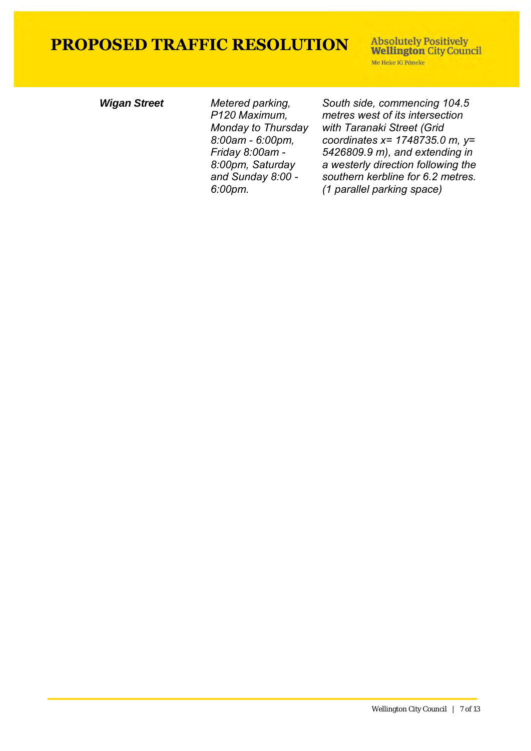# PROPOSED TRAFFIC RESOLUTION

| | | |
|---|---|---|
| ***Wigan Street*** | *Metered parking, P120 Maximum, Monday to Thursday 8:00am - 6:00pm, Friday 8:00am - 8:00pm, Saturday and Sunday 8:00 - 6:00pm.* | *South side, commencing 104.5 metres west of its intersection with Taranaki Street (Grid coordinates x= 1748735.0 m, y= 5426809.9 m), and extending in a westerly direction following the southern kerbline for 6.2 metres. (1 parallel parking space)* |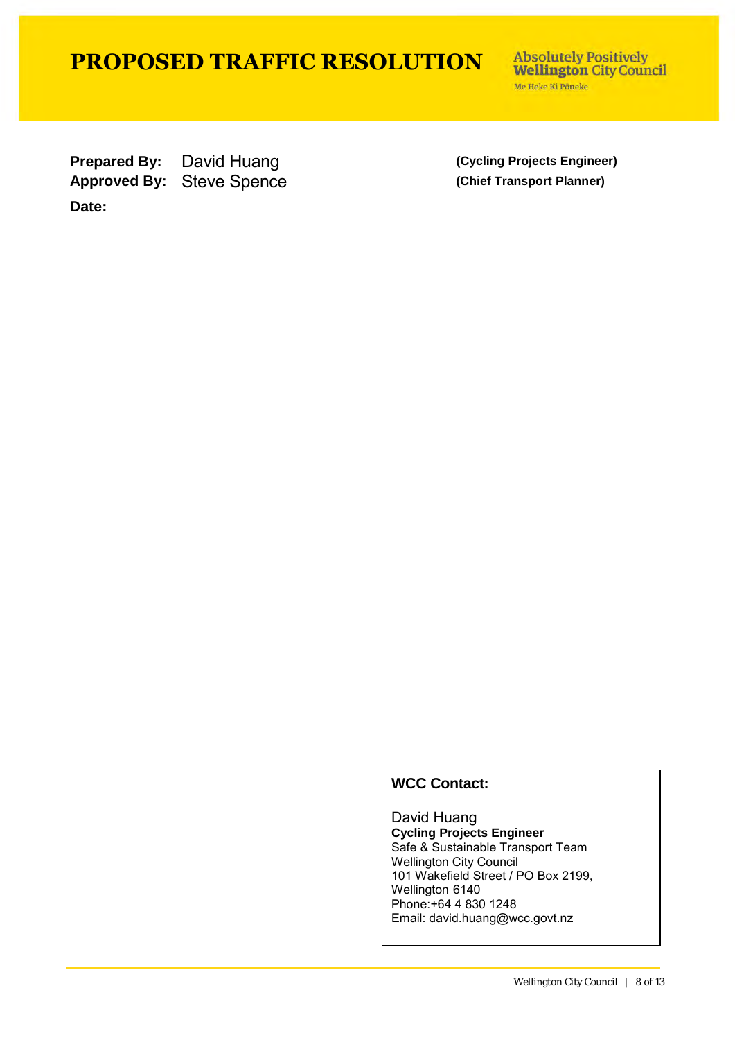# PROPOSED TRAFFIC RESOLUTION

Absolutely Positively **Wellington** City Council
Me Heke Ki Pōneke

**Prepared By:** David Huang **(Cycling Projects Engineer)**
**Approved By:** Steve Spence **(Chief Transport Planner)**
**Date:**

**WCC Contact:**

David Huang
**Cycling Projects Engineer**
Safe & Sustainable Transport Team
Wellington City Council
101 Wakefield Street / PO Box 2199,
Wellington 6140
Phone:+64 4 830 1248
Email: david.huang@wcc.govt.nz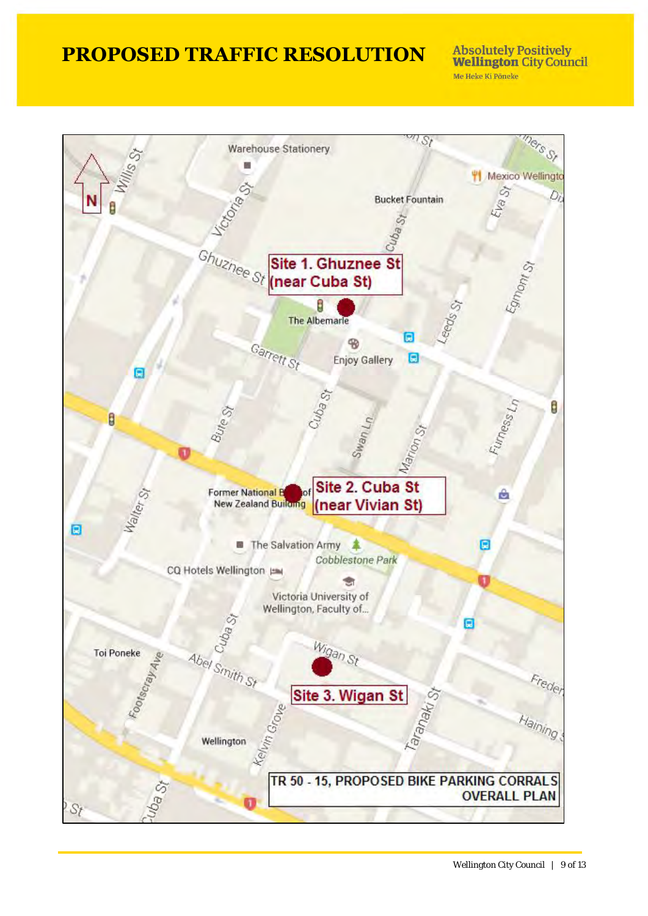# PROPOSED TRAFFIC RESOLUTION

Absolutely Positively **Wellington** City Council
Me Heke Ki Pōneke

Site 1. Ghuznee St (near Cuba St)

Site 2. Cuba St (near Vivian St)

Site 3. Wigan St

**TR 50 - 15, PROPOSED BIKE PARKING CORRALS OVERALL PLAN**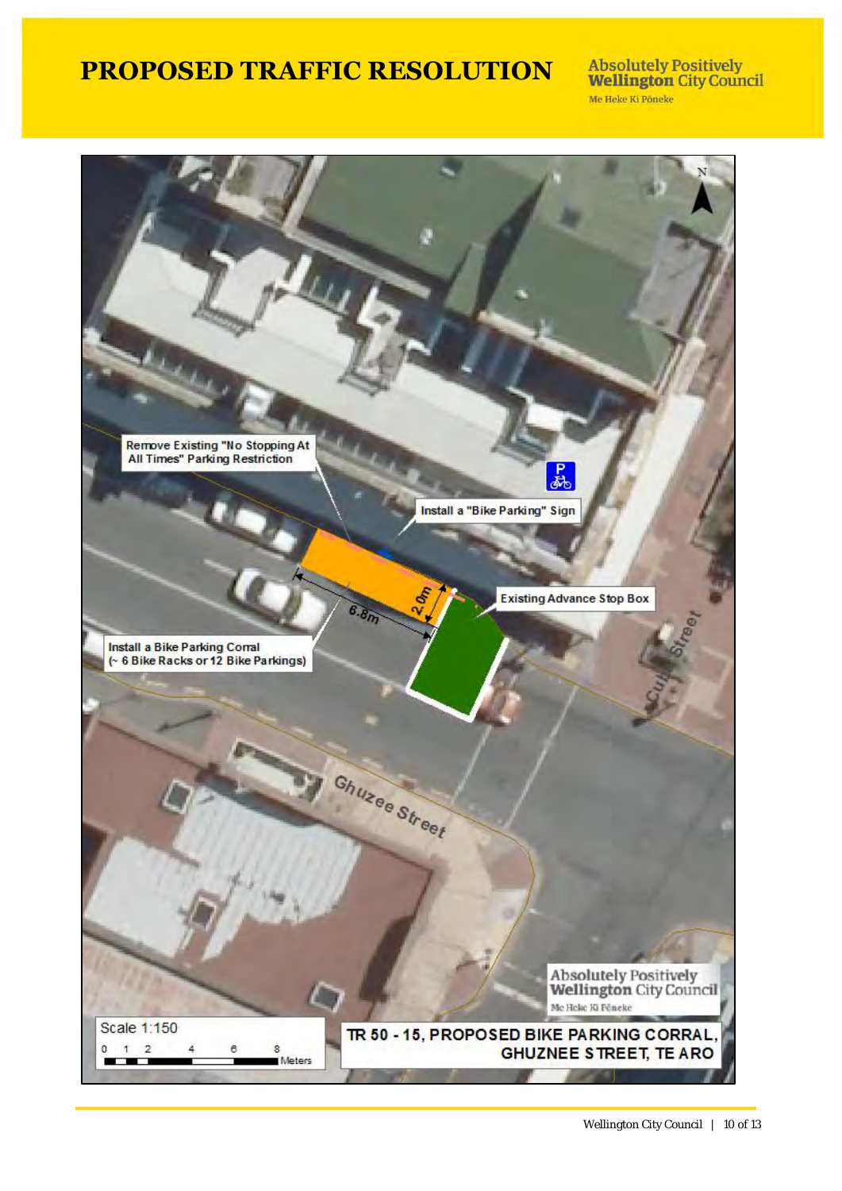# PROPOSED TRAFFIC RESOLUTION

Absolutely Positively **Wellington** City Council
Me Heke Ki Pōneke

Remove Existing "No Stopping At All Times" Parking Restriction

Install a "Bike Parking" Sign

Existing Advance Stop Box

Install a Bike Parking Corral (~ 6 Bike Racks or 12 Bike Parkings)

6.8m

2.0m

Ghuzee Street

Cuba Street

Scale 1:150

0 1 2 4 6 8 Meters

**TR 50 - 15, PROPOSED BIKE PARKING CORRAL, GHUZNEE STREET, TE ARO**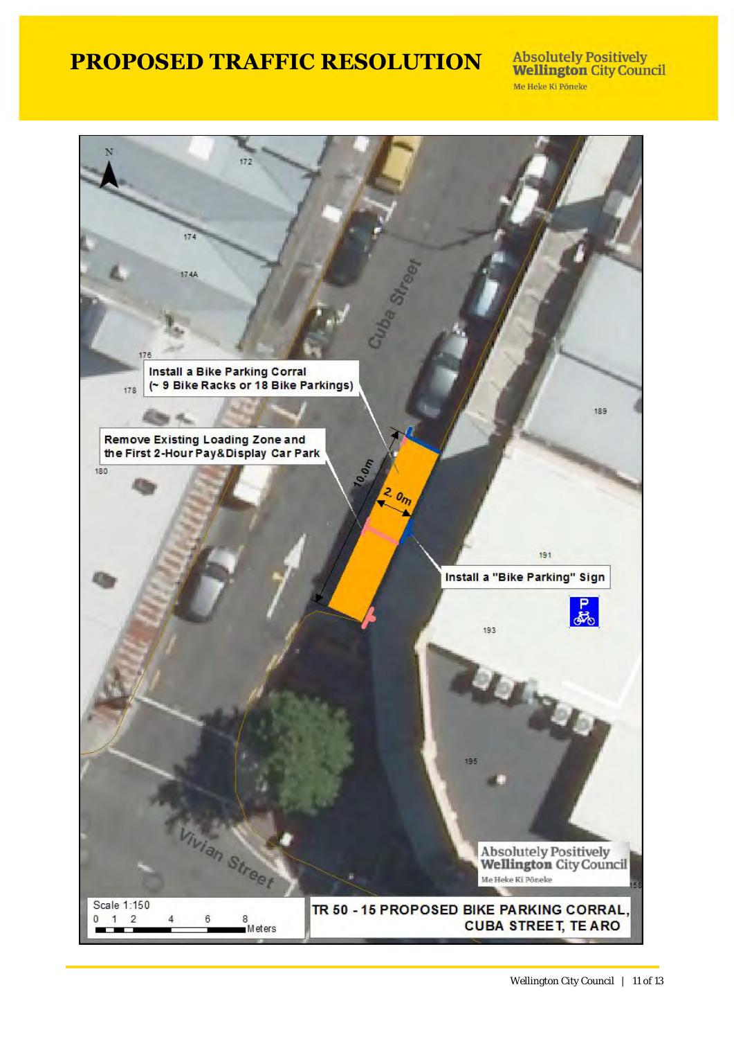# PROPOSED TRAFFIC RESOLUTION

Absolutely Positively **Wellington** City Council
Me Heke Ki Pōneke

Install a Bike Parking Corral (~ 9 Bike Racks or 18 Bike Parkings)

Remove Existing Loading Zone and the First 2-Hour Pay&Display Car Park

Install a "Bike Parking" Sign

10.0m

2.0m

Cuba Street

Vivian Street

172, 174, 174A, 176, 178, 180, 189, 191, 193, 195

Scale 1:150

0 1 2 4 6 8 Meters

**TR 50 - 15 PROPOSED BIKE PARKING CORRAL, CUBA STREET, TE ARO**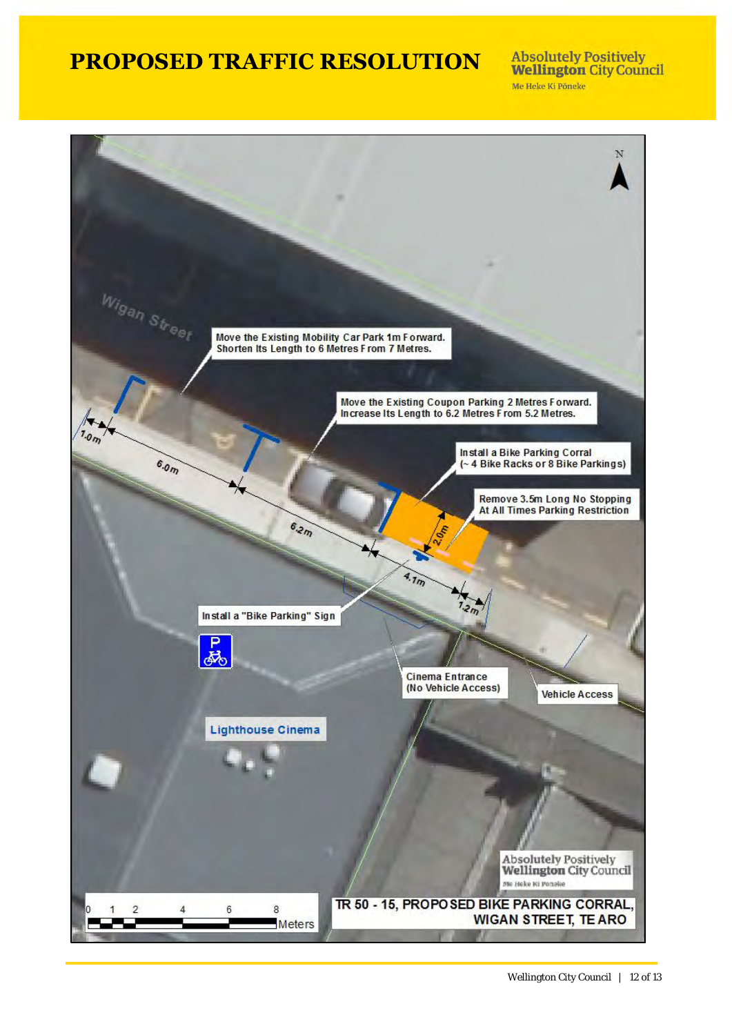# PROPOSED TRAFFIC RESOLUTION

Absolutely Positively **Wellington** City Council
Me Heke Ki Pōneke

Wigan Street

Move the Existing Mobility Car Park 1m Forward. Shorten Its Length to 6 Metres From 7 Metres.

Move the Existing Coupon Parking 2 Metres Forward. Increase Its Length to 6.2 Metres From 5.2 Metres.

Install a Bike Parking Corral (~ 4 Bike Racks or 8 Bike Parkings)

Remove 3.5m Long No Stopping At All Times Parking Restriction

1.0m

6.0m

6.2m

2.0m

4.1m

1.2m

Install a "Bike Parking" Sign

Cinema Entrance (No Vehicle Access)

Vehicle Access

Lighthouse Cinema

0 1 2 4 6 8 Meters

**TR 50 - 15, PROPOSED BIKE PARKING CORRAL, WIGAN STREET, TE ARO**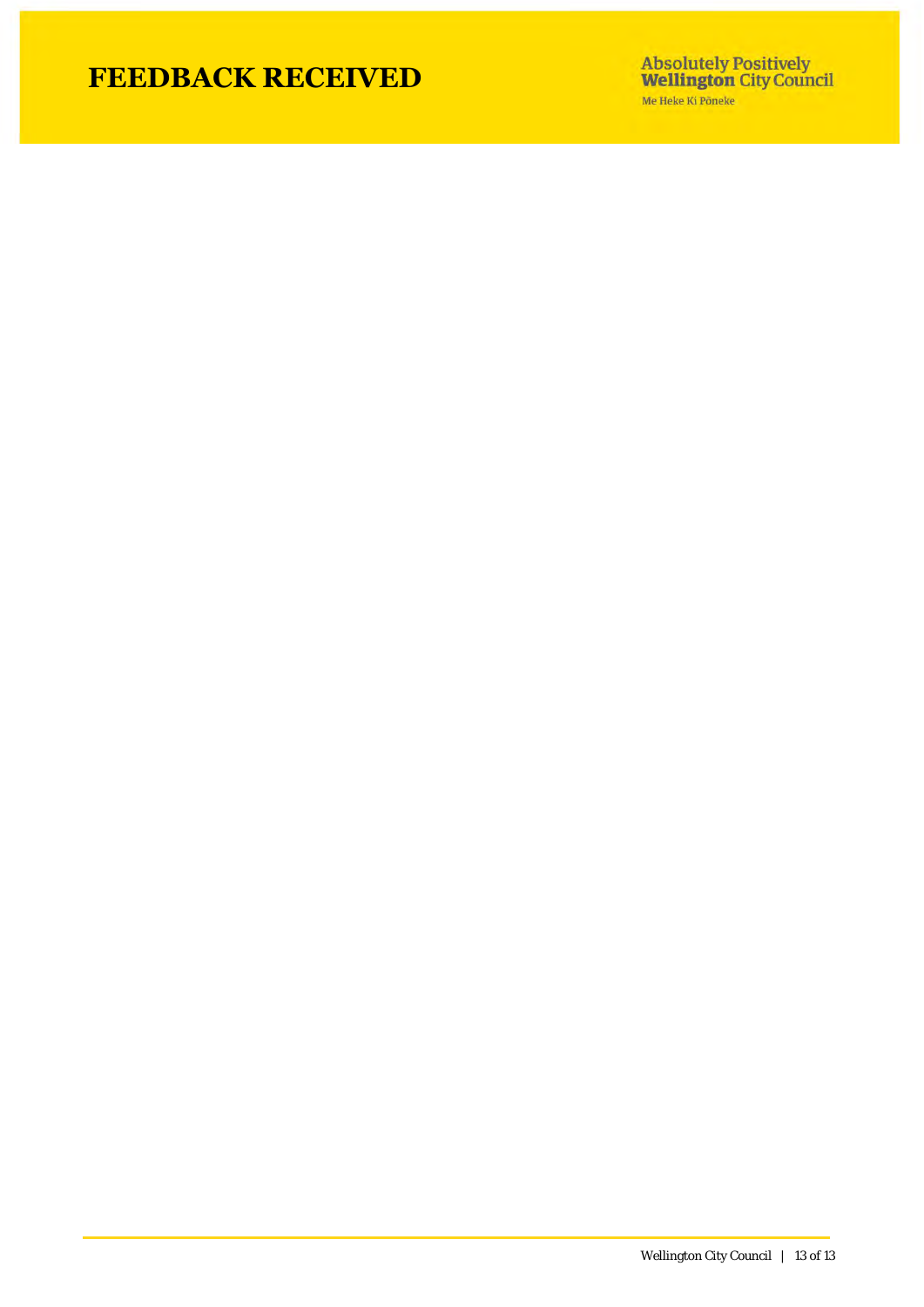# FEEDBACK RECEIVED